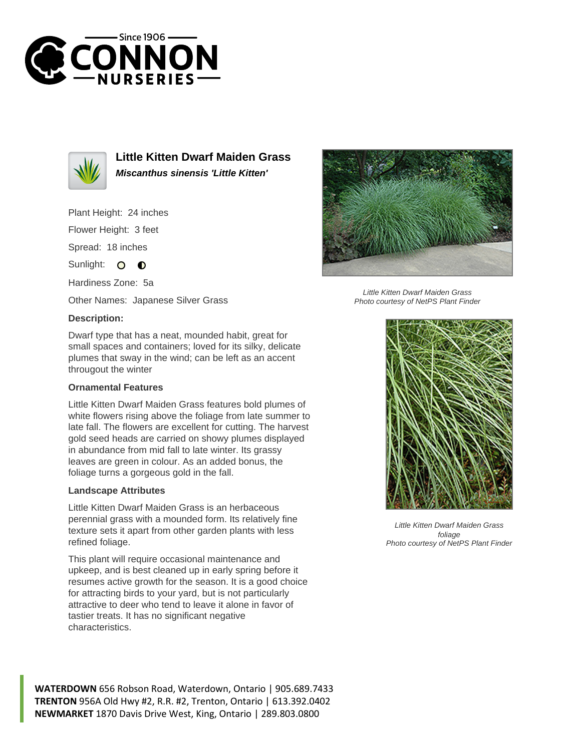# Little Kitten Dwarf Maiden Grass

***Miscanthus sinensis 'Little Kitten'***

Plant Height: 24 inches

Flower Height: 3 feet

Spread: 18 inches

Sunlight:

Hardiness Zone: 5a

Other Names: Japanese Silver Grass

### Description:

Dwarf type that has a neat, mounded habit, great for small spaces and containers; loved for its silky, delicate plumes that sway in the wind; can be left as an accent througout the winter

#### Ornamental Features

Little Kitten Dwarf Maiden Grass features bold plumes of white flowers rising above the foliage from late summer to late fall. The flowers are excellent for cutting. The harvest gold seed heads are carried on showy plumes displayed in abundance from mid fall to late winter. Its grassy leaves are green in colour. As an added bonus, the foliage turns a gorgeous gold in the fall.

#### Landscape Attributes

Little Kitten Dwarf Maiden Grass is an herbaceous perennial grass with a mounded form. Its relatively fine texture sets it apart from other garden plants with less refined foliage.

This plant will require occasional maintenance and upkeep, and is best cleaned up in early spring before it resumes active growth for the season. It is a good choice for attracting birds to your yard, but is not particularly attractive to deer who tend to leave it alone in favor of tastier treats. It has no significant negative characteristics.

*Little Kitten Dwarf Maiden Grass*
*Photo courtesy of NetPS Plant Finder*

*Little Kitten Dwarf Maiden Grass foliage*
*Photo courtesy of NetPS Plant Finder*

**WATERDOWN** 656 Robson Road, Waterdown, Ontario | 905.689.7433
**TRENTON** 956A Old Hwy #2, R.R. #2, Trenton, Ontario | 613.392.0402
**NEWMARKET** 1870 Davis Drive West, King, Ontario | 289.803.0800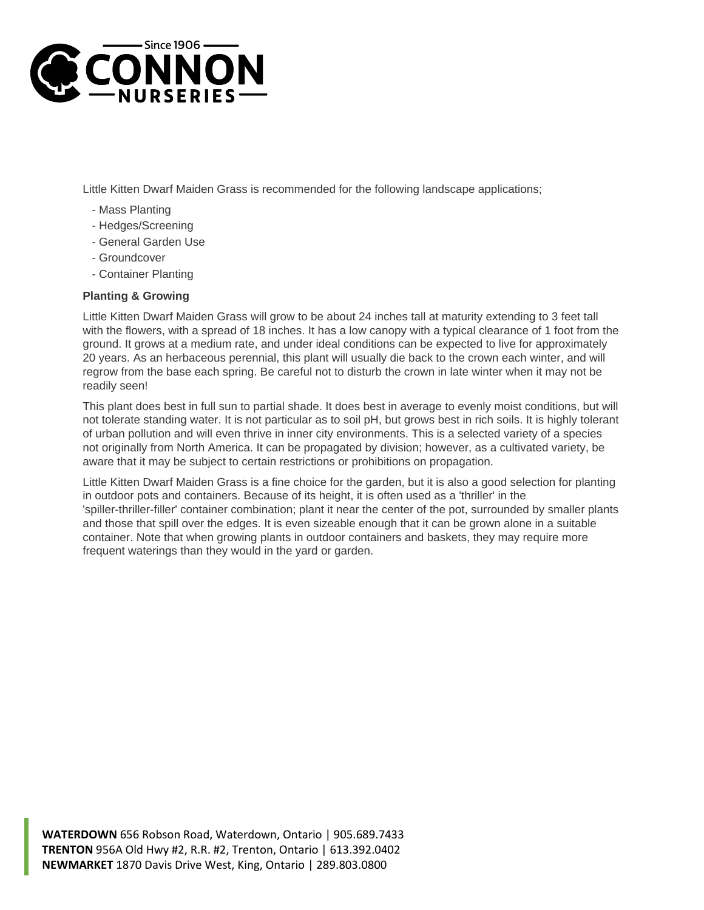Little Kitten Dwarf Maiden Grass is recommended for the following landscape applications;

- Mass Planting
- Hedges/Screening
- General Garden Use
- Groundcover
- Container Planting

**Planting & Growing**

Little Kitten Dwarf Maiden Grass will grow to be about 24 inches tall at maturity extending to 3 feet tall with the flowers, with a spread of 18 inches. It has a low canopy with a typical clearance of 1 foot from the ground. It grows at a medium rate, and under ideal conditions can be expected to live for approximately 20 years. As an herbaceous perennial, this plant will usually die back to the crown each winter, and will regrow from the base each spring. Be careful not to disturb the crown in late winter when it may not be readily seen!

This plant does best in full sun to partial shade. It does best in average to evenly moist conditions, but will not tolerate standing water. It is not particular as to soil pH, but grows best in rich soils. It is highly tolerant of urban pollution and will even thrive in inner city environments. This is a selected variety of a species not originally from North America. It can be propagated by division; however, as a cultivated variety, be aware that it may be subject to certain restrictions or prohibitions on propagation.

Little Kitten Dwarf Maiden Grass is a fine choice for the garden, but it is also a good selection for planting in outdoor pots and containers. Because of its height, it is often used as a 'thriller' in the 'spiller-thriller-filler' container combination; plant it near the center of the pot, surrounded by smaller plants and those that spill over the edges. It is even sizeable enough that it can be grown alone in a suitable container. Note that when growing plants in outdoor containers and baskets, they may require more frequent waterings than they would in the yard or garden.